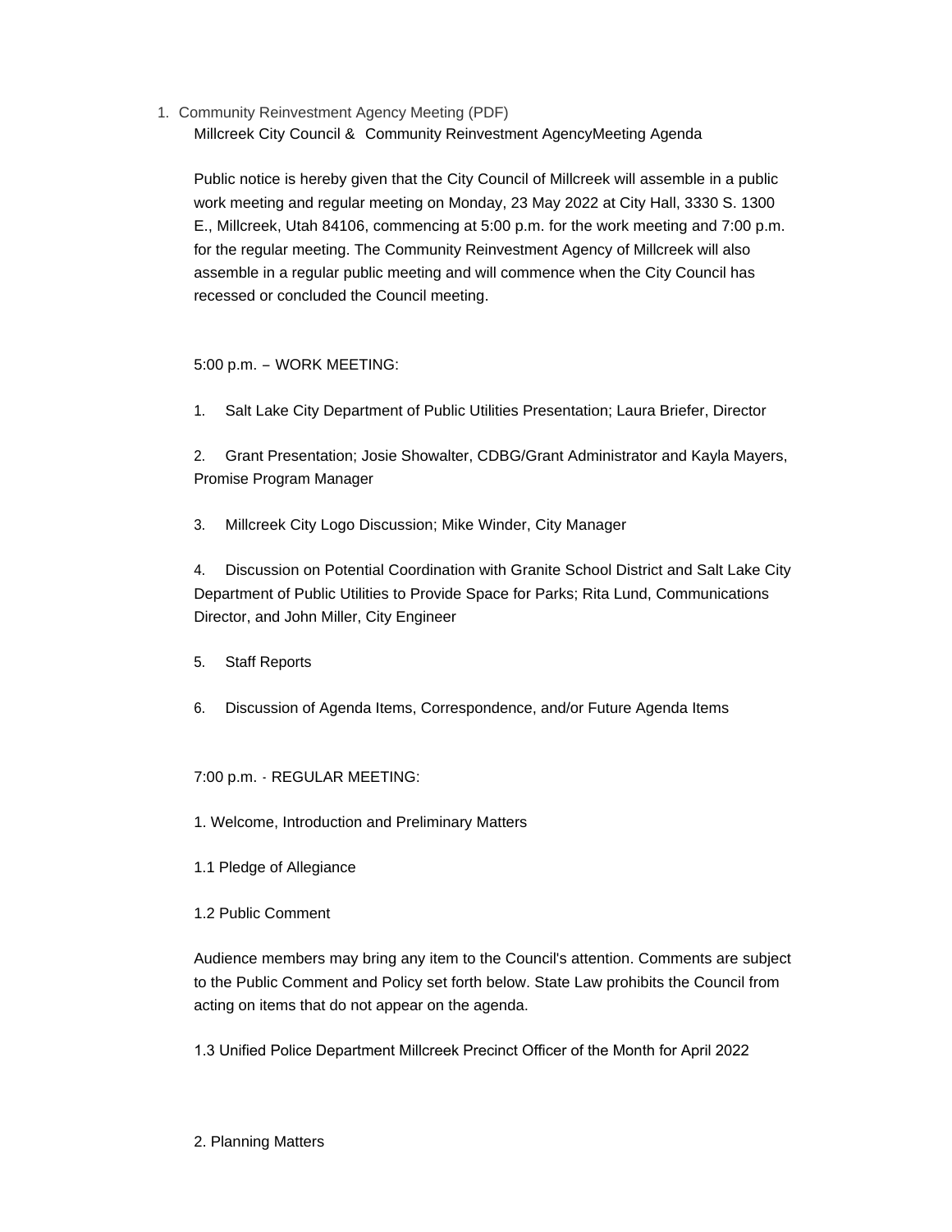1. Community Reinvestment Agency Meeting (PDF)

   Millcreek City Council & Community Reinvestment AgencyMeeting Agenda

   Public notice is hereby given that the City Council of Millcreek will assemble in a public work meeting and regular meeting on Monday, 23 May 2022 at City Hall, 3330 S. 1300 E., Millcreek, Utah 84106, commencing at 5:00 p.m. for the work meeting and 7:00 p.m. for the regular meeting. The Community Reinvestment Agency of Millcreek will also assemble in a regular public meeting and will commence when the City Council has recessed or concluded the Council meeting.

   5:00 p.m. – WORK MEETING:

   1. Salt Lake City Department of Public Utilities Presentation; Laura Briefer, Director

   2. Grant Presentation; Josie Showalter, CDBG/Grant Administrator and Kayla Mayers, Promise Program Manager

   3. Millcreek City Logo Discussion; Mike Winder, City Manager

   4. Discussion on Potential Coordination with Granite School District and Salt Lake City Department of Public Utilities to Provide Space for Parks; Rita Lund, Communications Director, and John Miller, City Engineer

   5. Staff Reports

   6. Discussion of Agenda Items, Correspondence, and/or Future Agenda Items

   7:00 p.m. - REGULAR MEETING:

   1. Welcome, Introduction and Preliminary Matters

   1.1 Pledge of Allegiance

   1.2 Public Comment

   Audience members may bring any item to the Council's attention. Comments are subject to the Public Comment and Policy set forth below. State Law prohibits the Council from acting on items that do not appear on the agenda.

   1.3 Unified Police Department Millcreek Precinct Officer of the Month for April 2022

   2. Planning Matters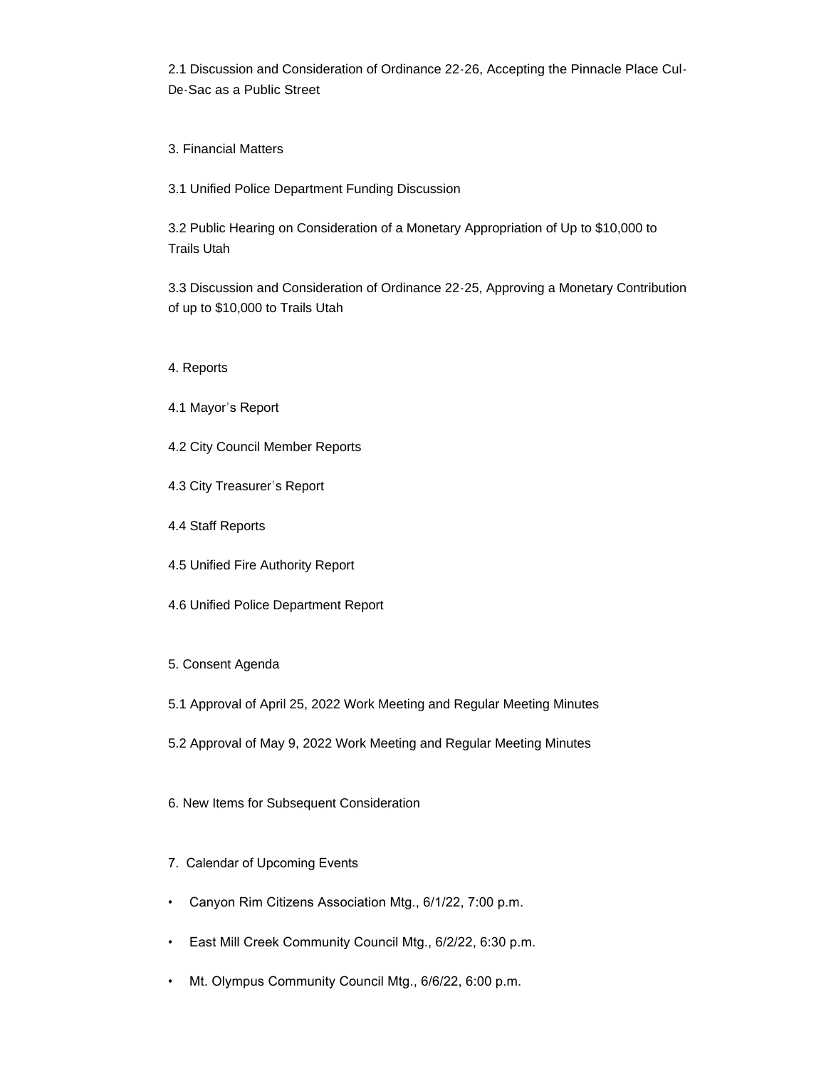2.1 Discussion and Consideration of Ordinance 22-26, Accepting the Pinnacle Place Cul-De-Sac as a Public Street

3. Financial Matters

3.1 Unified Police Department Funding Discussion

3.2 Public Hearing on Consideration of a Monetary Appropriation of Up to $10,000 to Trails Utah

3.3 Discussion and Consideration of Ordinance 22-25, Approving a Monetary Contribution of up to $10,000 to Trails Utah

4. Reports

4.1 Mayor's Report

4.2 City Council Member Reports

4.3 City Treasurer's Report

4.4 Staff Reports

4.5 Unified Fire Authority Report

4.6 Unified Police Department Report

5. Consent Agenda

5.1 Approval of April 25, 2022 Work Meeting and Regular Meeting Minutes

5.2 Approval of May 9, 2022 Work Meeting and Regular Meeting Minutes

6. New Items for Subsequent Consideration

7. Calendar of Upcoming Events

- Canyon Rim Citizens Association Mtg., 6/1/22, 7:00 p.m.
- East Mill Creek Community Council Mtg., 6/2/22, 6:30 p.m.
- Mt. Olympus Community Council Mtg., 6/6/22, 6:00 p.m.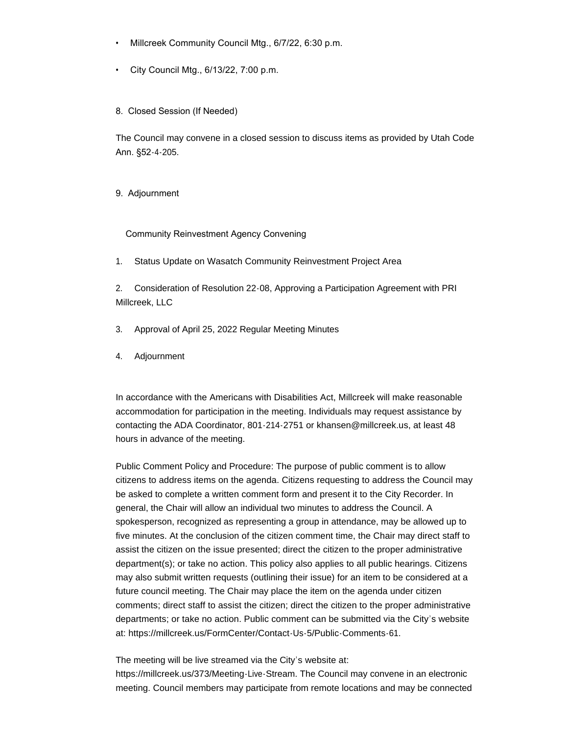- Millcreek Community Council Mtg., 6/7/22, 6:30 p.m.
- City Council Mtg., 6/13/22, 7:00 p.m.

8. Closed Session (If Needed)

The Council may convene in a closed session to discuss items as provided by Utah Code Ann. §52-4-205.

9. Adjournment

Community Reinvestment Agency Convening

1. Status Update on Wasatch Community Reinvestment Project Area

2. Consideration of Resolution 22-08, Approving a Participation Agreement with PRI Millcreek, LLC

3. Approval of April 25, 2022 Regular Meeting Minutes

4. Adjournment

In accordance with the Americans with Disabilities Act, Millcreek will make reasonable accommodation for participation in the meeting. Individuals may request assistance by contacting the ADA Coordinator, 801-214-2751 or khansen@millcreek.us, at least 48 hours in advance of the meeting.

Public Comment Policy and Procedure: The purpose of public comment is to allow citizens to address items on the agenda. Citizens requesting to address the Council may be asked to complete a written comment form and present it to the City Recorder. In general, the Chair will allow an individual two minutes to address the Council. A spokesperson, recognized as representing a group in attendance, may be allowed up to five minutes. At the conclusion of the citizen comment time, the Chair may direct staff to assist the citizen on the issue presented; direct the citizen to the proper administrative department(s); or take no action. This policy also applies to all public hearings. Citizens may also submit written requests (outlining their issue) for an item to be considered at a future council meeting. The Chair may place the item on the agenda under citizen comments; direct staff to assist the citizen; direct the citizen to the proper administrative departments; or take no action. Public comment can be submitted via the City's website at: https://millcreek.us/FormCenter/Contact-Us-5/Public-Comments-61.

The meeting will be live streamed via the City's website at: https://millcreek.us/373/Meeting-Live-Stream. The Council may convene in an electronic meeting. Council members may participate from remote locations and may be connected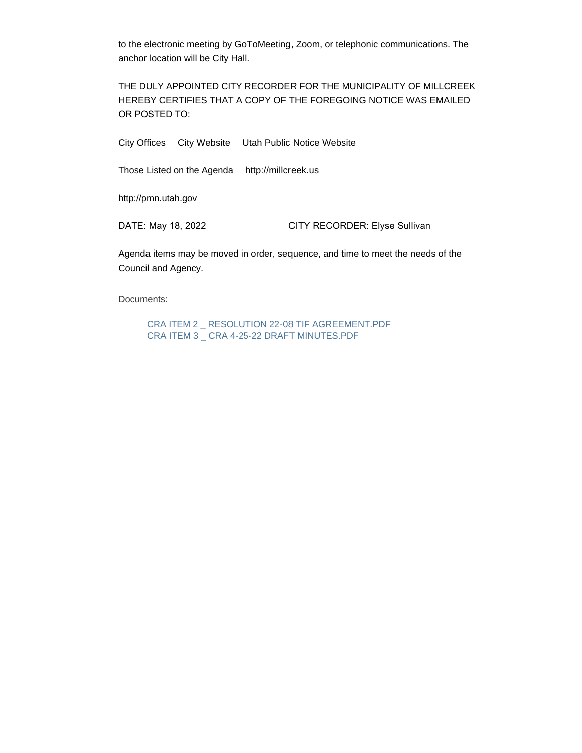to the electronic meeting by GoToMeeting, Zoom, or telephonic communications. The anchor location will be City Hall.

THE DULY APPOINTED CITY RECORDER FOR THE MUNICIPALITY OF MILLCREEK HEREBY CERTIFIES THAT A COPY OF THE FOREGOING NOTICE WAS EMAILED OR POSTED TO:

City Offices     City Website     Utah Public Notice Website

Those Listed on the Agenda     http://millcreek.us

http://pmn.utah.gov

DATE: May 18, 2022                    CITY RECORDER: Elyse Sullivan

Agenda items may be moved in order, sequence, and time to meet the needs of the Council and Agency.

Documents:

CRA ITEM 2 _ RESOLUTION 22-08 TIF AGREEMENT.PDF
CRA ITEM 3 _ CRA 4-25-22 DRAFT MINUTES.PDF